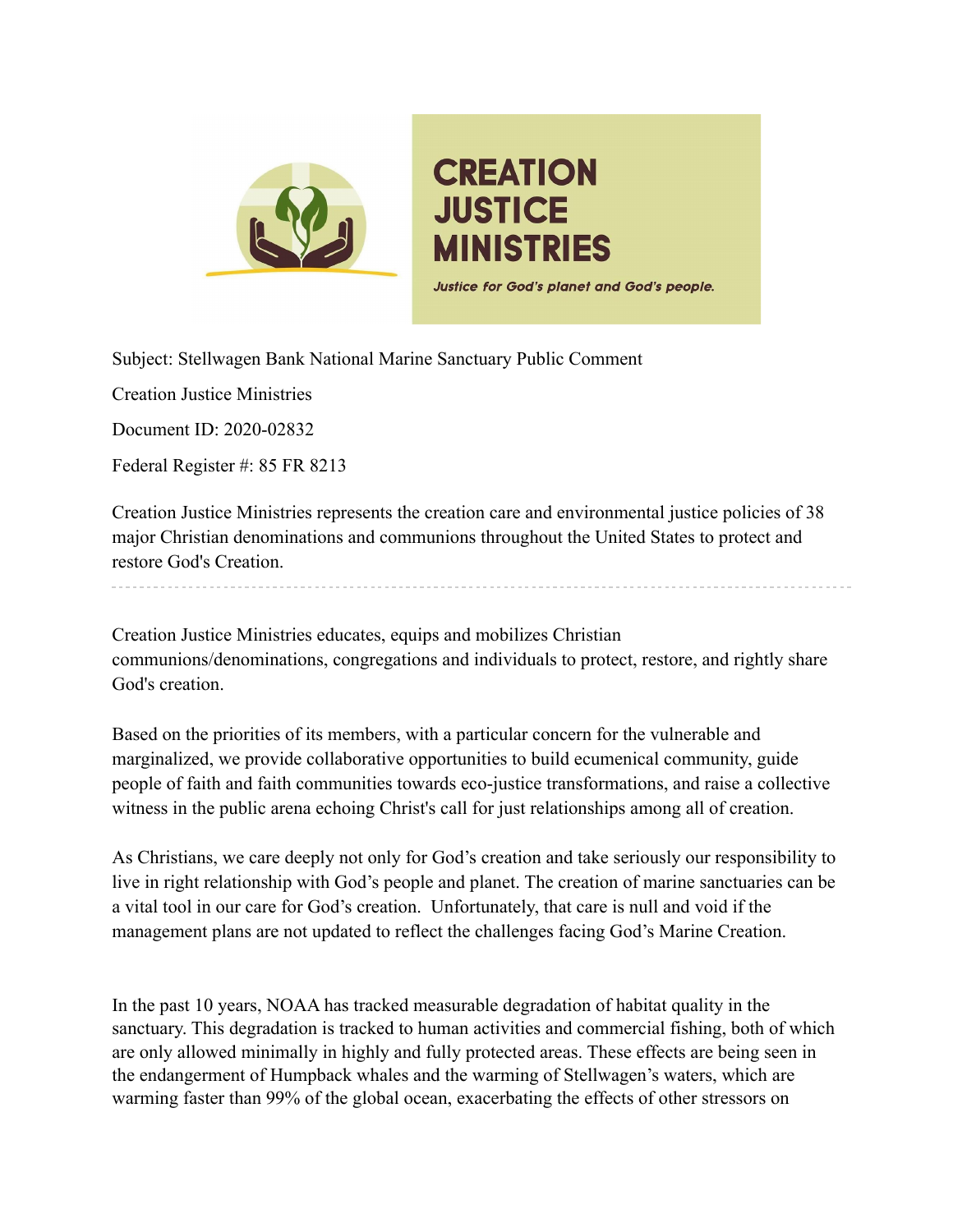# CREATION JUSTICE MINISTRIES

*Justice for God's planet and God's people.*

Subject: Stellwagen Bank National Marine Sanctuary Public Comment

Creation Justice Ministries

Document ID: 2020-02832

Federal Register #: 85 FR 8213

Creation Justice Ministries represents the creation care and environmental justice policies of 38 major Christian denominations and communions throughout the United States to protect and restore God's Creation.

---

Creation Justice Ministries educates, equips and mobilizes Christian communions/denominations, congregations and individuals to protect, restore, and rightly share God's creation.

Based on the priorities of its members, with a particular concern for the vulnerable and marginalized, we provide collaborative opportunities to build ecumenical community, guide people of faith and faith communities towards eco-justice transformations, and raise a collective witness in the public arena echoing Christ's call for just relationships among all of creation.

As Christians, we care deeply not only for God's creation and take seriously our responsibility to live in right relationship with God's people and planet. The creation of marine sanctuaries can be a vital tool in our care for God's creation. Unfortunately, that care is null and void if the management plans are not updated to reflect the challenges facing God's Marine Creation.

In the past 10 years, NOAA has tracked measurable degradation of habitat quality in the sanctuary. This degradation is tracked to human activities and commercial fishing, both of which are only allowed minimally in highly and fully protected areas. These effects are being seen in the endangerment of Humpback whales and the warming of Stellwagen's waters, which are warming faster than 99% of the global ocean, exacerbating the effects of other stressors on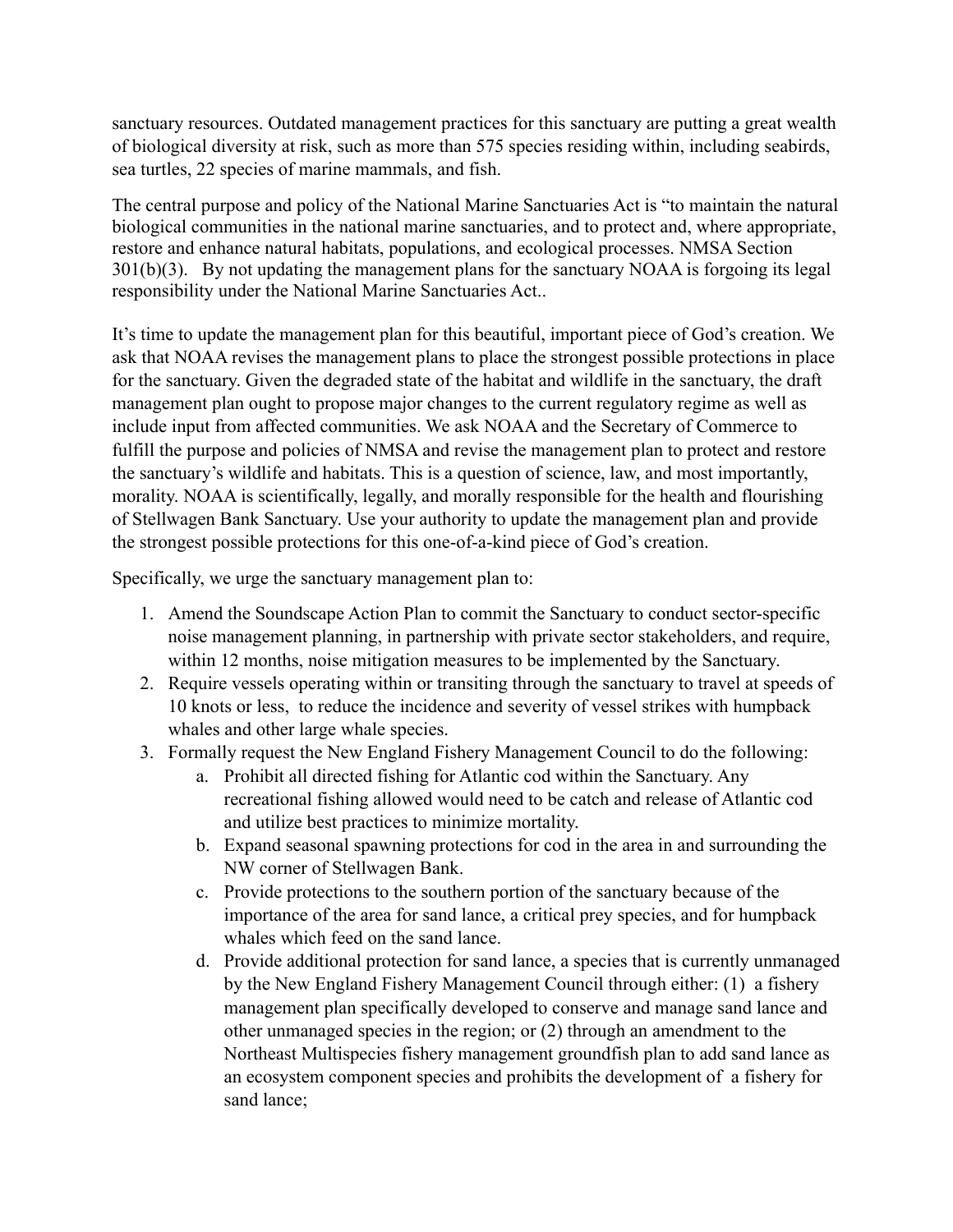sanctuary resources. Outdated management practices for this sanctuary are putting a great wealth of biological diversity at risk, such as more than 575 species residing within, including seabirds, sea turtles, 22 species of marine mammals, and fish.

The central purpose and policy of the National Marine Sanctuaries Act is "to maintain the natural biological communities in the national marine sanctuaries, and to protect and, where appropriate, restore and enhance natural habitats, populations, and ecological processes. NMSA Section 301(b)(3). By not updating the management plans for the sanctuary NOAA is forgoing its legal responsibility under the National Marine Sanctuaries Act..

It's time to update the management plan for this beautiful, important piece of God's creation. We ask that NOAA revises the management plans to place the strongest possible protections in place for the sanctuary. Given the degraded state of the habitat and wildlife in the sanctuary, the draft management plan ought to propose major changes to the current regulatory regime as well as include input from affected communities. We ask NOAA and the Secretary of Commerce to fulfill the purpose and policies of NMSA and revise the management plan to protect and restore the sanctuary's wildlife and habitats. This is a question of science, law, and most importantly, morality. NOAA is scientifically, legally, and morally responsible for the health and flourishing of Stellwagen Bank Sanctuary. Use your authority to update the management plan and provide the strongest possible protections for this one-of-a-kind piece of God's creation.

Specifically, we urge the sanctuary management plan to:

1. Amend the Soundscape Action Plan to commit the Sanctuary to conduct sector-specific noise management planning, in partnership with private sector stakeholders, and require, within 12 months, noise mitigation measures to be implemented by the Sanctuary.
2. Require vessels operating within or transiting through the sanctuary to travel at speeds of 10 knots or less, to reduce the incidence and severity of vessel strikes with humpback whales and other large whale species.
3. Formally request the New England Fishery Management Council to do the following:
    a. Prohibit all directed fishing for Atlantic cod within the Sanctuary. Any recreational fishing allowed would need to be catch and release of Atlantic cod and utilize best practices to minimize mortality.
    b. Expand seasonal spawning protections for cod in the area in and surrounding the NW corner of Stellwagen Bank.
    c. Provide protections to the southern portion of the sanctuary because of the importance of the area for sand lance, a critical prey species, and for humpback whales which feed on the sand lance.
    d. Provide additional protection for sand lance, a species that is currently unmanaged by the New England Fishery Management Council through either: (1) a fishery management plan specifically developed to conserve and manage sand lance and other unmanaged species in the region; or (2) through an amendment to the Northeast Multispecies fishery management groundfish plan to add sand lance as an ecosystem component species and prohibits the development of a fishery for sand lance;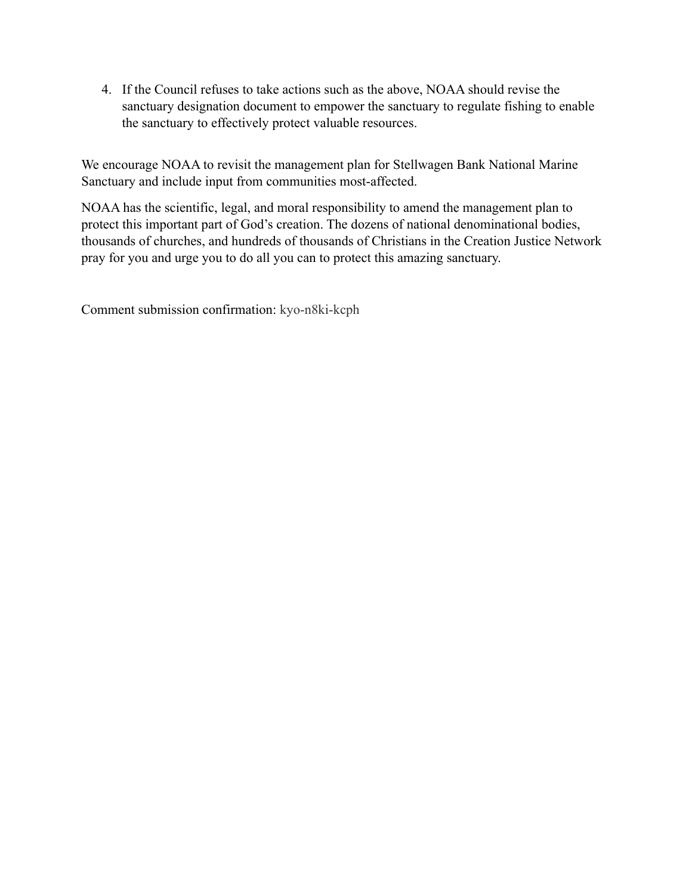4. If the Council refuses to take actions such as the above, NOAA should revise the sanctuary designation document to empower the sanctuary to regulate fishing to enable the sanctuary to effectively protect valuable resources.

We encourage NOAA to revisit the management plan for Stellwagen Bank National Marine Sanctuary and include input from communities most-affected.

NOAA has the scientific, legal, and moral responsibility to amend the management plan to protect this important part of God's creation. The dozens of national denominational bodies, thousands of churches, and hundreds of thousands of Christians in the Creation Justice Network pray for you and urge you to do all you can to protect this amazing sanctuary.

Comment submission confirmation: kyo-n8ki-kcph